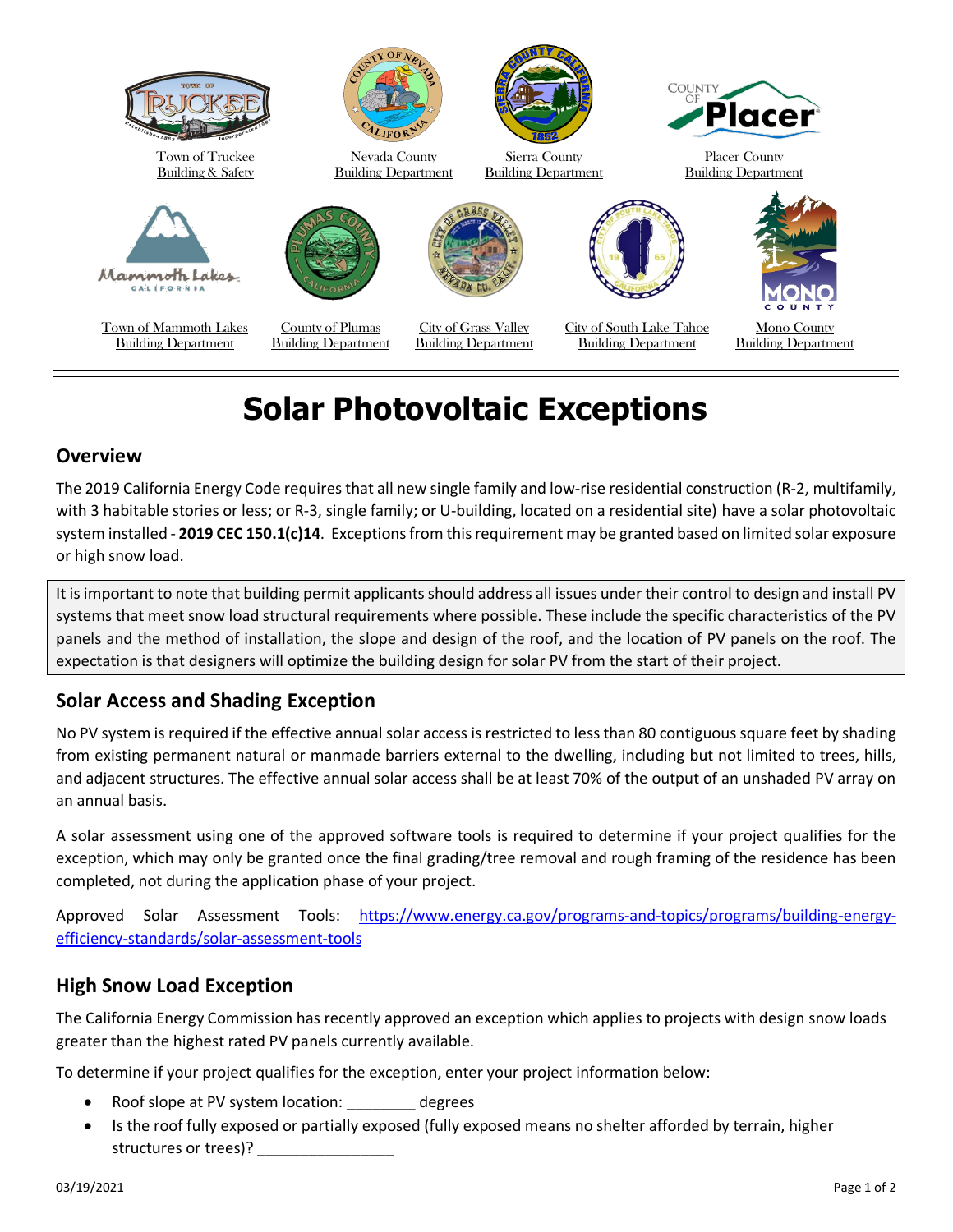Town of Truckee Building & Safety | Nevada County Building Department | Sierra County Building Department | Placer County Building Department

Town of Mammoth Lakes Building Department | County of Plumas Building Department | City of Grass Valley Building Department | City of South Lake Tahoe Building Department | Mono County Building Department

# Solar Photovoltaic Exceptions

## Overview

The 2019 California Energy Code requires that all new single family and low-rise residential construction (R-2, multifamily, with 3 habitable stories or less; or R-3, single family; or U-building, located on a residential site) have a solar photovoltaic system installed - **2019 CEC 150.1(c)14**. Exceptions from this requirement may be granted based on limited solar exposure or high snow load.

It is important to note that building permit applicants should address all issues under their control to design and install PV systems that meet snow load structural requirements where possible. These include the specific characteristics of the PV panels and the method of installation, the slope and design of the roof, and the location of PV panels on the roof. The expectation is that designers will optimize the building design for solar PV from the start of their project.

## Solar Access and Shading Exception

No PV system is required if the effective annual solar access is restricted to less than 80 contiguous square feet by shading from existing permanent natural or manmade barriers external to the dwelling, including but not limited to trees, hills, and adjacent structures. The effective annual solar access shall be at least 70% of the output of an unshaded PV array on an annual basis.

A solar assessment using one of the approved software tools is required to determine if your project qualifies for the exception, which may only be granted once the final grading/tree removal and rough framing of the residence has been completed, not during the application phase of your project.

Approved Solar Assessment Tools: https://www.energy.ca.gov/programs-and-topics/programs/building-energy-efficiency-standards/solar-assessment-tools

## High Snow Load Exception

The California Energy Commission has recently approved an exception which applies to projects with design snow loads greater than the highest rated PV panels currently available.

To determine if your project qualifies for the exception, enter your project information below:

- Roof slope at PV system location: ________ degrees
- Is the roof fully exposed or partially exposed (fully exposed means no shelter afforded by terrain, higher structures or trees)? ________________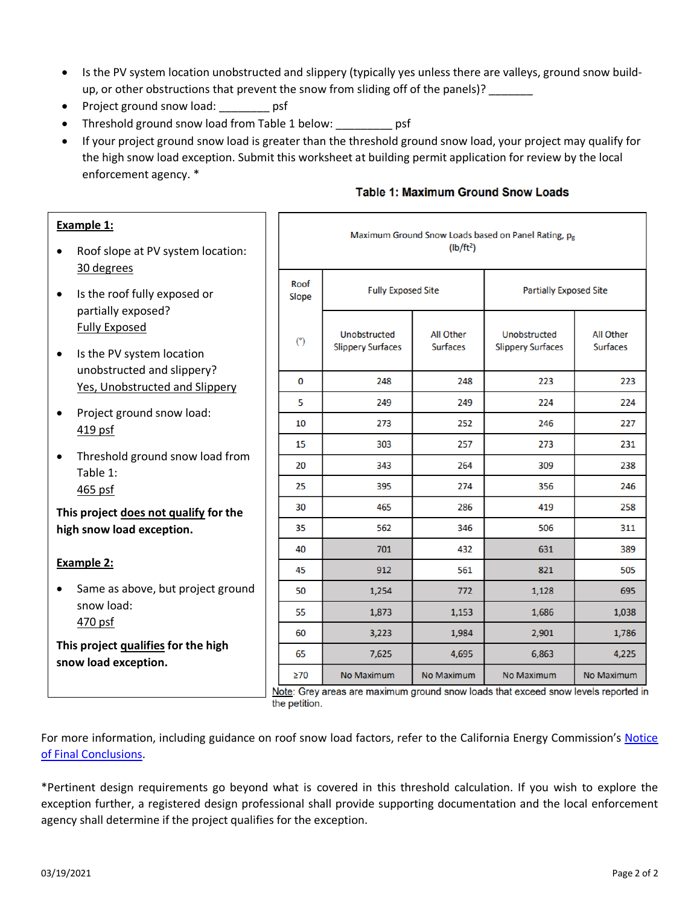- Is the PV system location unobstructed and slippery (typically yes unless there are valleys, ground snow build-up, or other obstructions that prevent the snow from sliding off of the panels)? _______
- Project ground snow load: ________ psf
- Threshold ground snow load from Table 1 below: _________ psf
- If your project ground snow load is greater than the threshold ground snow load, your project may qualify for the high snow load exception. Submit this worksheet at building permit application for review by the local enforcement agency. *

**Example 1:**

- Roof slope at PV system location: 30 degrees
- Is the roof fully exposed or partially exposed? Fully Exposed
- Is the PV system location unobstructed and slippery? Yes, Unobstructed and Slippery
- Project ground snow load: 419 psf
- Threshold ground snow load from Table 1: 465 psf

**This project does not qualify for the high snow load exception.**

**Example 2:**

- Same as above, but project ground snow load: 470 psf

**This project qualifies for the high snow load exception.**

**Table 1: Maximum Ground Snow Loads**

| Maximum Ground Snow Loads based on Panel Rating, $p_g$ (lb/ft²) | | | | |
|---|---|---|---|---|
| Roof Slope | Fully Exposed Site | | Partially Exposed Site | |
| (°) | Unobstructed Slippery Surfaces | All Other Surfaces | Unobstructed Slippery Surfaces | All Other Surfaces |
| 0 | 248 | 248 | 223 | 223 |
| 5 | 249 | 249 | 224 | 224 |
| 10 | 273 | 252 | 246 | 227 |
| 15 | 303 | 257 | 273 | 231 |
| 20 | 343 | 264 | 309 | 238 |
| 25 | 395 | 274 | 356 | 246 |
| 30 | 465 | 286 | 419 | 258 |
| 35 | 562 | 346 | 506 | 311 |
| 40 | 701 | 432 | 631 | 389 |
| 45 | 912 | 561 | 821 | 505 |
| 50 | 1,254 | 772 | 1,128 | 695 |
| 55 | 1,873 | 1,153 | 1,686 | 1,038 |
| 60 | 3,223 | 1,984 | 2,901 | 1,786 |
| 65 | 7,625 | 4,695 | 6,863 | 4,225 |
| ≥70 | No Maximum | No Maximum | No Maximum | No Maximum |

Note: Grey areas are maximum ground snow loads that exceed snow levels reported in the petition.

For more information, including guidance on roof snow load factors, refer to the California Energy Commission's Notice of Final Conclusions.

*Pertinent design requirements go beyond what is covered in this threshold calculation. If you wish to explore the exception further, a registered design professional shall provide supporting documentation and the local enforcement agency shall determine if the project qualifies for the exception.

03/19/2021